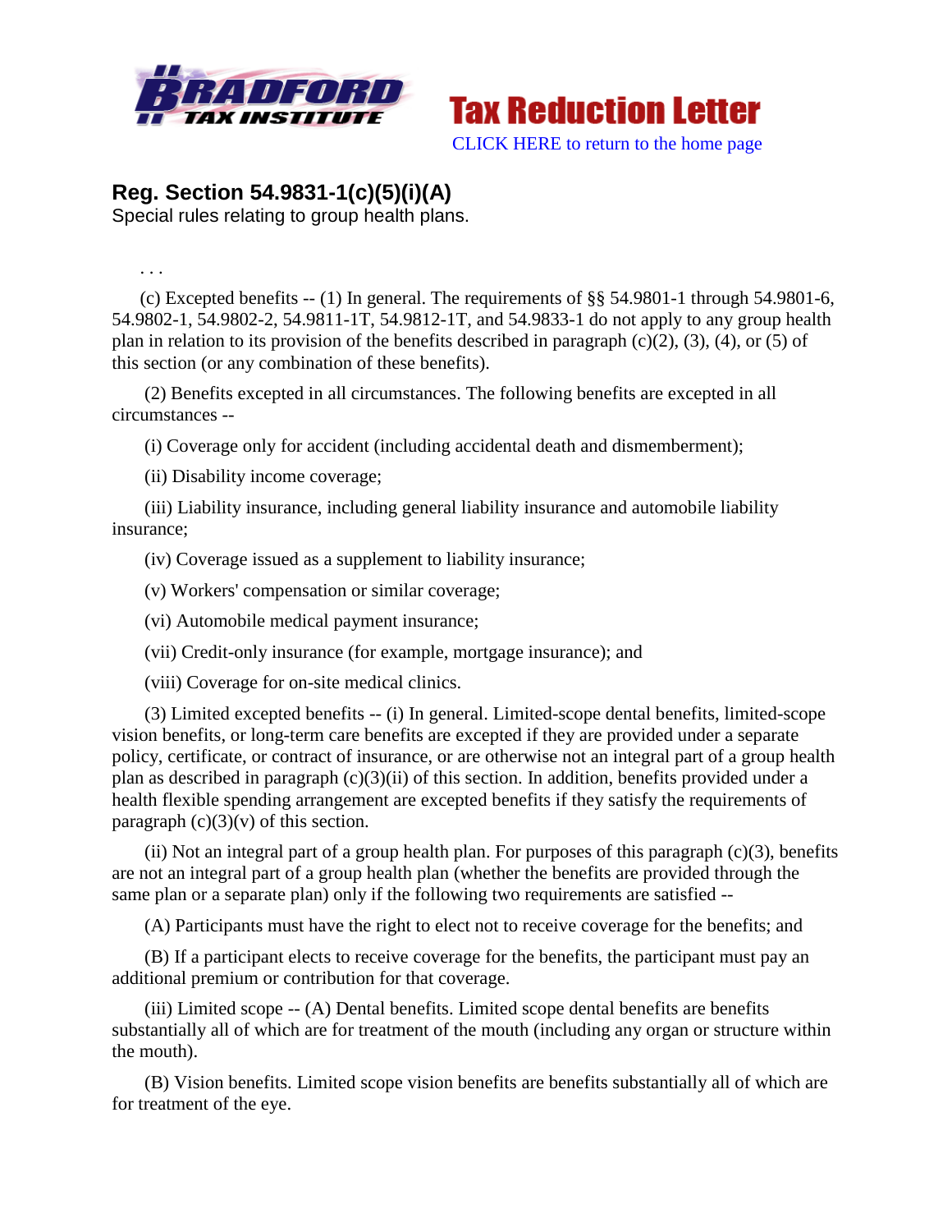BRADFORD TAX INSTITUTE

**Tax Reduction Letter**

CLICK HERE to return to the home page

## Reg. Section 54.9831-1(c)(5)(i)(A)

Special rules relating to group health plans.

. . .

(c) Excepted benefits -- (1) In general. The requirements of §§ 54.9801-1 through 54.9801-6, 54.9802-1, 54.9802-2, 54.9811-1T, 54.9812-1T, and 54.9833-1 do not apply to any group health plan in relation to its provision of the benefits described in paragraph (c)(2), (3), (4), or (5) of this section (or any combination of these benefits).

(2) Benefits excepted in all circumstances. The following benefits are excepted in all circumstances --

(i) Coverage only for accident (including accidental death and dismemberment);

(ii) Disability income coverage;

(iii) Liability insurance, including general liability insurance and automobile liability insurance;

(iv) Coverage issued as a supplement to liability insurance;

(v) Workers' compensation or similar coverage;

(vi) Automobile medical payment insurance;

(vii) Credit-only insurance (for example, mortgage insurance); and

(viii) Coverage for on-site medical clinics.

(3) Limited excepted benefits -- (i) In general. Limited-scope dental benefits, limited-scope vision benefits, or long-term care benefits are excepted if they are provided under a separate policy, certificate, or contract of insurance, or are otherwise not an integral part of a group health plan as described in paragraph (c)(3)(ii) of this section. In addition, benefits provided under a health flexible spending arrangement are excepted benefits if they satisfy the requirements of paragraph (c)(3)(v) of this section.

(ii) Not an integral part of a group health plan. For purposes of this paragraph (c)(3), benefits are not an integral part of a group health plan (whether the benefits are provided through the same plan or a separate plan) only if the following two requirements are satisfied --

(A) Participants must have the right to elect not to receive coverage for the benefits; and

(B) If a participant elects to receive coverage for the benefits, the participant must pay an additional premium or contribution for that coverage.

(iii) Limited scope -- (A) Dental benefits. Limited scope dental benefits are benefits substantially all of which are for treatment of the mouth (including any organ or structure within the mouth).

(B) Vision benefits. Limited scope vision benefits are benefits substantially all of which are for treatment of the eye.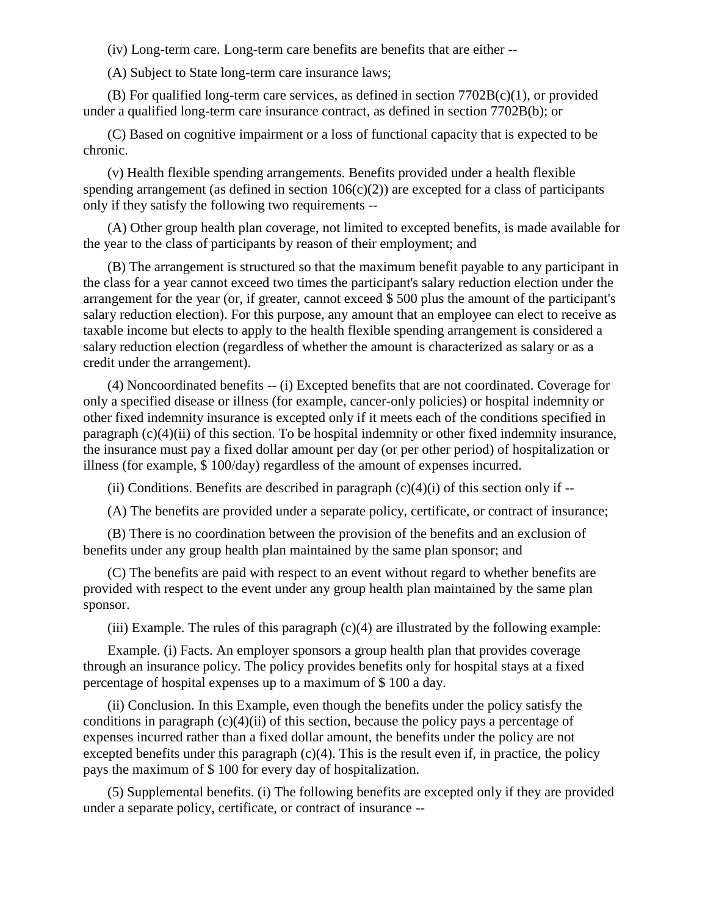(iv) Long-term care. Long-term care benefits are benefits that are either --

(A) Subject to State long-term care insurance laws;

(B) For qualified long-term care services, as defined in section 7702B(c)(1), or provided under a qualified long-term care insurance contract, as defined in section 7702B(b); or

(C) Based on cognitive impairment or a loss of functional capacity that is expected to be chronic.

(v) Health flexible spending arrangements. Benefits provided under a health flexible spending arrangement (as defined in section 106(c)(2)) are excepted for a class of participants only if they satisfy the following two requirements --

(A) Other group health plan coverage, not limited to excepted benefits, is made available for the year to the class of participants by reason of their employment; and

(B) The arrangement is structured so that the maximum benefit payable to any participant in the class for a year cannot exceed two times the participant's salary reduction election under the arrangement for the year (or, if greater, cannot exceed $ 500 plus the amount of the participant's salary reduction election). For this purpose, any amount that an employee can elect to receive as taxable income but elects to apply to the health flexible spending arrangement is considered a salary reduction election (regardless of whether the amount is characterized as salary or as a credit under the arrangement).

(4) Noncoordinated benefits -- (i) Excepted benefits that are not coordinated. Coverage for only a specified disease or illness (for example, cancer-only policies) or hospital indemnity or other fixed indemnity insurance is excepted only if it meets each of the conditions specified in paragraph (c)(4)(ii) of this section. To be hospital indemnity or other fixed indemnity insurance, the insurance must pay a fixed dollar amount per day (or per other period) of hospitalization or illness (for example, $ 100/day) regardless of the amount of expenses incurred.

(ii) Conditions. Benefits are described in paragraph (c)(4)(i) of this section only if --

(A) The benefits are provided under a separate policy, certificate, or contract of insurance;

(B) There is no coordination between the provision of the benefits and an exclusion of benefits under any group health plan maintained by the same plan sponsor; and

(C) The benefits are paid with respect to an event without regard to whether benefits are provided with respect to the event under any group health plan maintained by the same plan sponsor.

(iii) Example. The rules of this paragraph (c)(4) are illustrated by the following example:

Example. (i) Facts. An employer sponsors a group health plan that provides coverage through an insurance policy. The policy provides benefits only for hospital stays at a fixed percentage of hospital expenses up to a maximum of $ 100 a day.

(ii) Conclusion. In this Example, even though the benefits under the policy satisfy the conditions in paragraph (c)(4)(ii) of this section, because the policy pays a percentage of expenses incurred rather than a fixed dollar amount, the benefits under the policy are not excepted benefits under this paragraph (c)(4). This is the result even if, in practice, the policy pays the maximum of $ 100 for every day of hospitalization.

(5) Supplemental benefits. (i) The following benefits are excepted only if they are provided under a separate policy, certificate, or contract of insurance --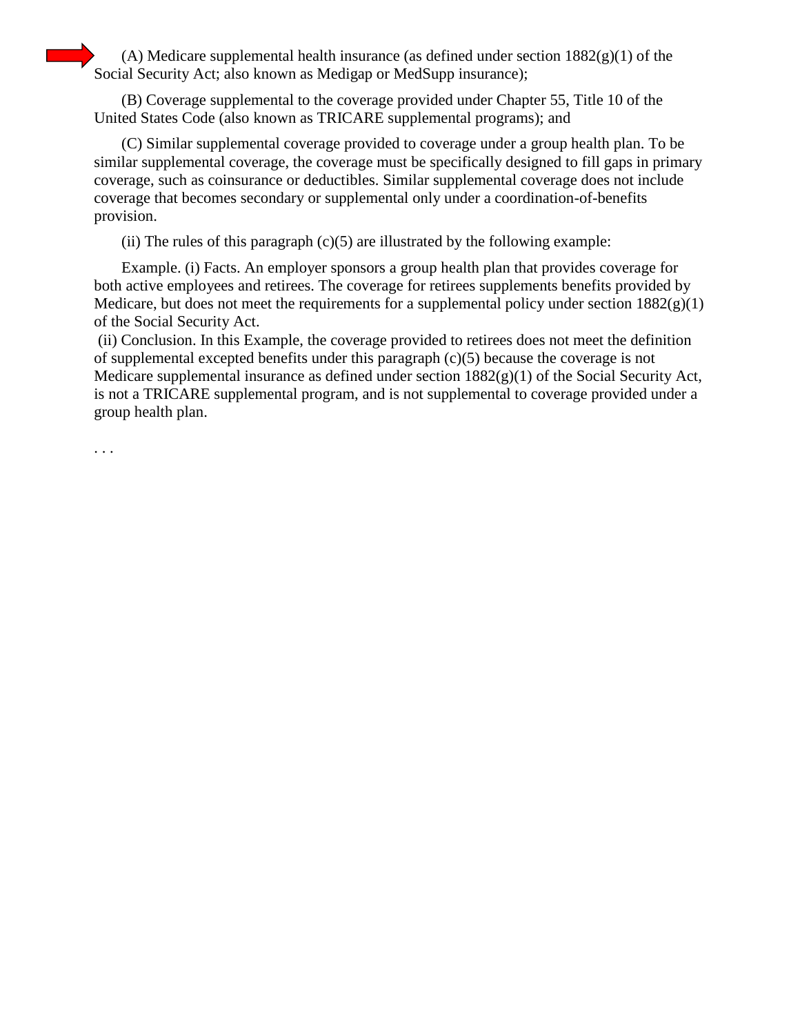(A) Medicare supplemental health insurance (as defined under section 1882(g)(1) of the Social Security Act; also known as Medigap or MedSupp insurance);

(B) Coverage supplemental to the coverage provided under Chapter 55, Title 10 of the United States Code (also known as TRICARE supplemental programs); and

(C) Similar supplemental coverage provided to coverage under a group health plan. To be similar supplemental coverage, the coverage must be specifically designed to fill gaps in primary coverage, such as coinsurance or deductibles. Similar supplemental coverage does not include coverage that becomes secondary or supplemental only under a coordination-of-benefits provision.

(ii) The rules of this paragraph (c)(5) are illustrated by the following example:

Example. (i) Facts. An employer sponsors a group health plan that provides coverage for both active employees and retirees. The coverage for retirees supplements benefits provided by Medicare, but does not meet the requirements for a supplemental policy under section 1882(g)(1) of the Social Security Act.

(ii) Conclusion. In this Example, the coverage provided to retirees does not meet the definition of supplemental excepted benefits under this paragraph (c)(5) because the coverage is not Medicare supplemental insurance as defined under section 1882(g)(1) of the Social Security Act, is not a TRICARE supplemental program, and is not supplemental to coverage provided under a group health plan.

. . .